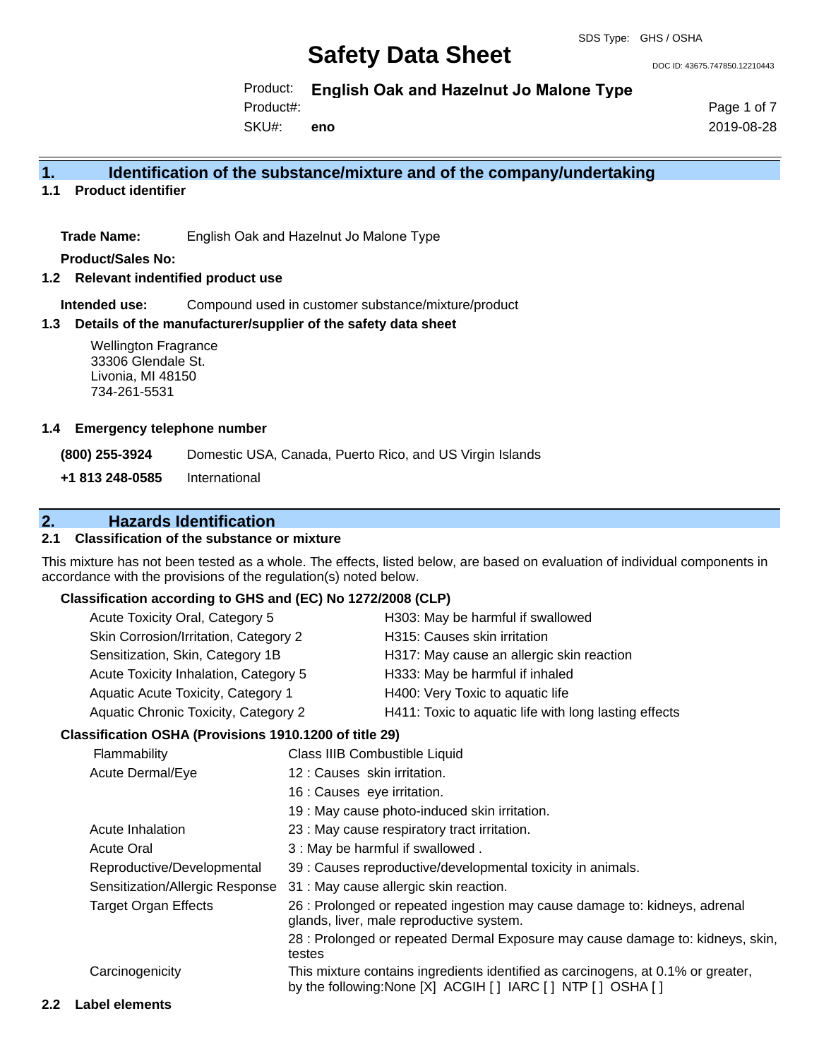SDS Type: GHS / OSHA

# Safety Data Sheet

DOC ID: 43675.747850.12210443

Product: **English Oak and Hazelnut Jo Malone Type**
Product#:
SKU#: **eno**

2019-08-28

## 1. Identification of the substance/mixture and of the company/undertaking

### 1.1 Product identifier

**Trade Name:** English Oak and Hazelnut Jo Malone Type

**Product/Sales No:**

### 1.2 Relevant indentified product use

**Intended use:** Compound used in customer substance/mixture/product

### 1.3 Details of the manufacturer/supplier of the safety data sheet

Wellington Fragrance
33306 Glendale St.
Livonia, MI 48150
734-261-5531

### 1.4 Emergency telephone number

**(800) 255-3924** Domestic USA, Canada, Puerto Rico, and US Virgin Islands

**+1 813 248-0585** International

## 2. Hazards Identification

### 2.1 Classification of the substance or mixture

This mixture has not been tested as a whole. The effects, listed below, are based on evaluation of individual components in accordance with the provisions of the regulation(s) noted below.

**Classification according to GHS and (EC) No 1272/2008 (CLP)**

| | |
|---|---|
| Acute Toxicity Oral, Category 5 | H303: May be harmful if swallowed |
| Skin Corrosion/Irritation, Category 2 | H315: Causes skin irritation |
| Sensitization, Skin, Category 1B | H317: May cause an allergic skin reaction |
| Acute Toxicity Inhalation, Category 5 | H333: May be harmful if inhaled |
| Aquatic Acute Toxicity, Category 1 | H400: Very Toxic to aquatic life |
| Aquatic Chronic Toxicity, Category 2 | H411: Toxic to aquatic life with long lasting effects |

**Classification OSHA (Provisions 1910.1200 of title 29)**

| | |
|---|---|
| Flammability | Class IIIB Combustible Liquid |
| Acute Dermal/Eye | 12 : Causes skin irritation. |
| | 16 : Causes eye irritation. |
| | 19 : May cause photo-induced skin irritation. |
| Acute Inhalation | 23 : May cause respiratory tract irritation. |
| Acute Oral | 3 : May be harmful if swallowed . |
| Reproductive/Developmental | 39 : Causes reproductive/developmental toxicity in animals. |
| Sensitization/Allergic Response | 31 : May cause allergic skin reaction. |
| Target Organ Effects | 26 : Prolonged or repeated ingestion may cause damage to: kidneys, adrenal glands, liver, male reproductive system. |
| | 28 : Prolonged or repeated Dermal Exposure may cause damage to: kidneys, skin, testes |
| Carcinogenicity | This mixture contains ingredients identified as carcinogens, at 0.1% or greater, by the following:None [X] ACGIH [ ] IARC [ ] NTP [ ] OSHA [ ] |

### 2.2 Label elements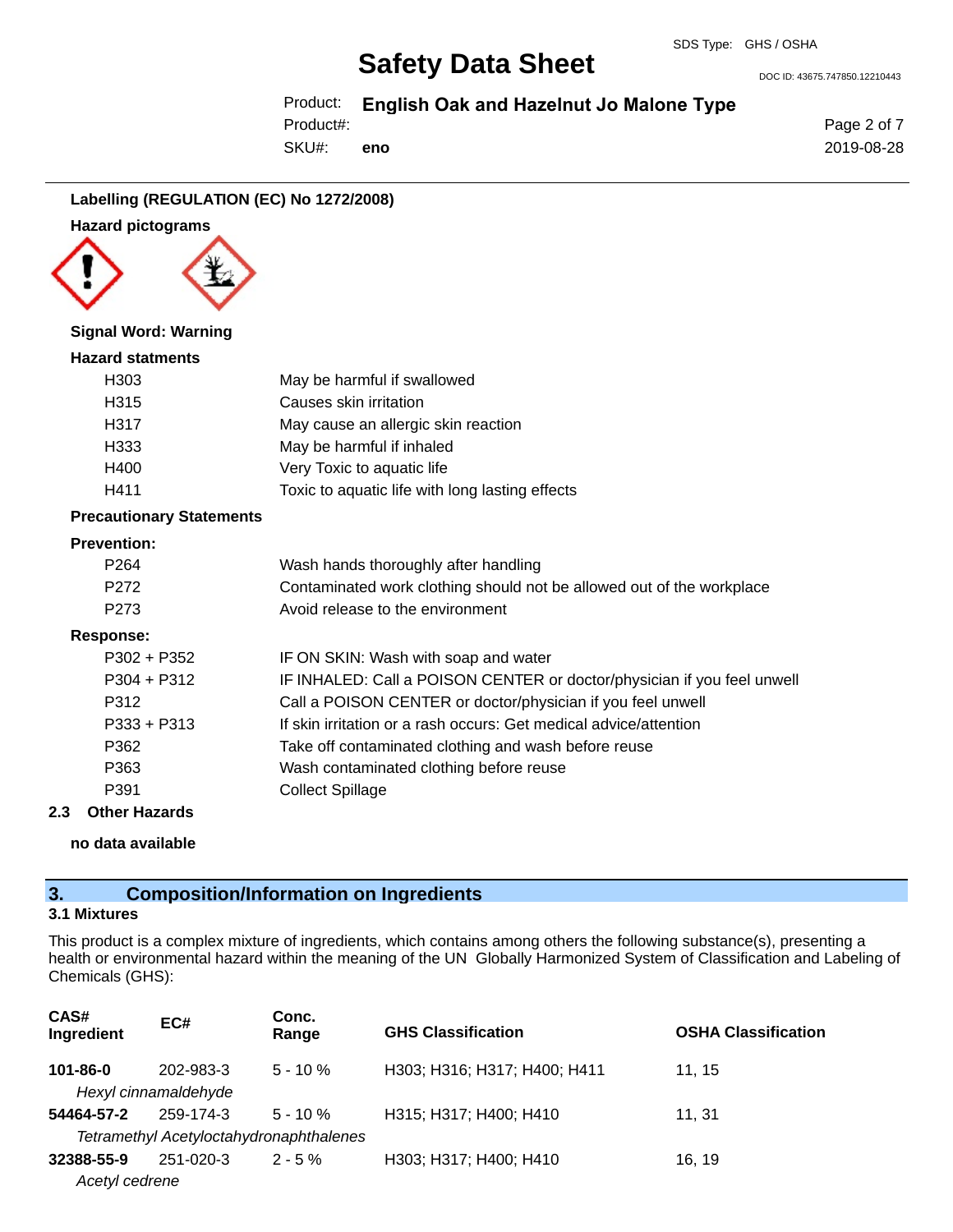**Labelling (REGULATION (EC) No 1272/2008)**

**Hazard pictograms**

**Signal Word: Warning**

**Hazard statments**

| | |
|---|---|
| H303 | May be harmful if swallowed |
| H315 | Causes skin irritation |
| H317 | May cause an allergic skin reaction |
| H333 | May be harmful if inhaled |
| H400 | Very Toxic to aquatic life |
| H411 | Toxic to aquatic life with long lasting effects |

**Precautionary Statements**

**Prevention:**

| | |
|---|---|
| P264 | Wash hands thoroughly after handling |
| P272 | Contaminated work clothing should not be allowed out of the workplace |
| P273 | Avoid release to the environment |

**Response:**

| | |
|---|---|
| P302 + P352 | IF ON SKIN: Wash with soap and water |
| P304 + P312 | IF INHALED: Call a POISON CENTER or doctor/physician if you feel unwell |
| P312 | Call a POISON CENTER or doctor/physician if you feel unwell |
| P333 + P313 | If skin irritation or a rash occurs: Get medical advice/attention |
| P362 | Take off contaminated clothing and wash before reuse |
| P363 | Wash contaminated clothing before reuse |
| P391 | Collect Spillage |

**2.3 Other Hazards**

**no data available**

## 3. Composition/Information on Ingredients

**3.1 Mixtures**

This product is a complex mixture of ingredients, which contains among others the following substance(s), presenting a health or environmental hazard within the meaning of the UN Globally Harmonized System of Classification and Labeling of Chemicals (GHS):

| CAS# Ingredient | EC# | Conc. Range | GHS Classification | OSHA Classification |
|---|---|---|---|---|
| **101-86-0** | 202-983-3 | 5 - 10 % | H303; H316; H317; H400; H411 | 11, 15 |
| *Hexyl cinnamaldehyde* | | | | |
| **54464-57-2** | 259-174-3 | 5 - 10 % | H315; H317; H400; H410 | 11, 31 |
| *Tetramethyl Acetyloctahydronaphthalenes* | | | | |
| **32388-55-9** | 251-020-3 | 2 - 5 % | H303; H317; H400; H410 | 16, 19 |
| *Acetyl cedrene* | | | | |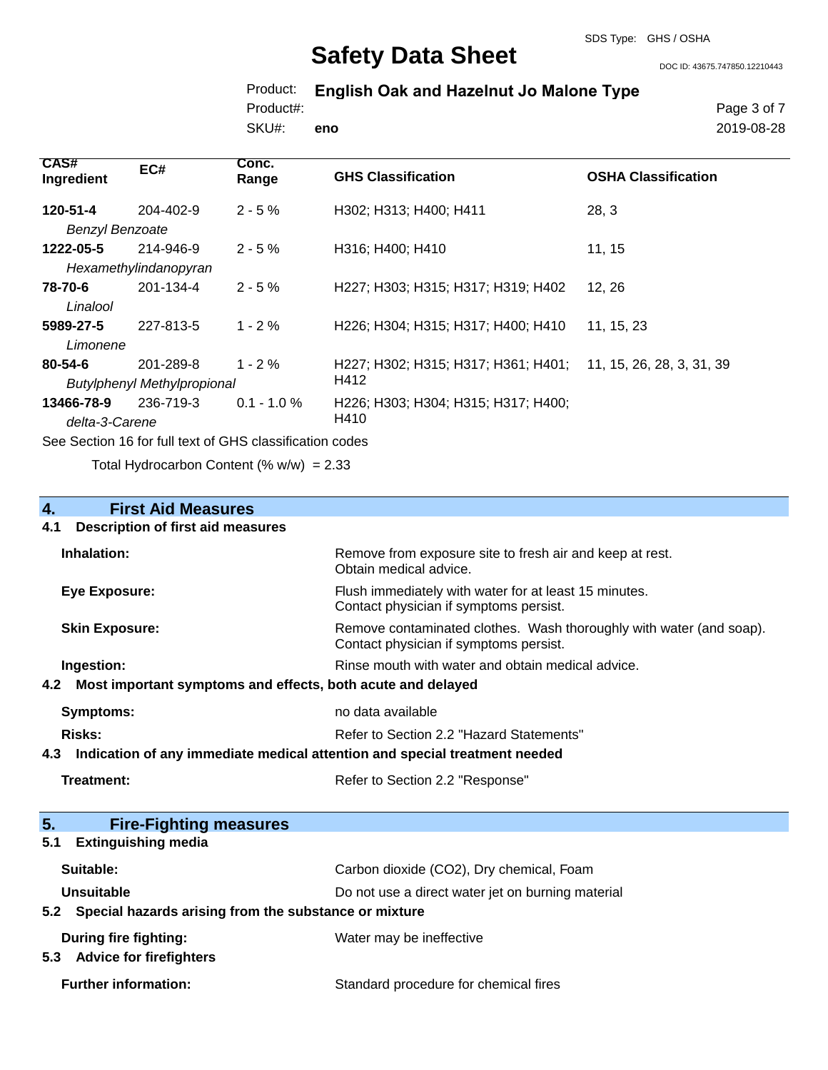| CAS# Ingredient | EC# | Conc. Range | GHS Classification | OSHA Classification |
|---|---|---|---|---|
| **120-51-4** | 204-402-9 | 2 - 5 % | H302; H313; H400; H411 | 28, 3 |
| *Benzyl Benzoate* | | | | |
| **1222-05-5** | 214-946-9 | 2 - 5 % | H316; H400; H410 | 11, 15 |
| *Hexamethylindanopyran* | | | | |
| **78-70-6** | 201-134-4 | 2 - 5 % | H227; H303; H315; H317; H319; H402 | 12, 26 |
| *Linalool* | | | | |
| **5989-27-5** | 227-813-5 | 1 - 2 % | H226; H304; H315; H317; H400; H410 | 11, 15, 23 |
| *Limonene* | | | | |
| **80-54-6** | 201-289-8 | 1 - 2 % | H227; H302; H315; H317; H361; H401; H412 | 11, 15, 26, 28, 3, 31, 39 |
| *Butylphenyl Methylpropional* | | | | |
| **13466-78-9** | 236-719-3 | 0.1 - 1.0 % | H226; H303; H304; H315; H317; H400; H410 | |
| *delta-3-Carene* | | | | |

See Section 16 for full text of GHS classification codes

Total Hydrocarbon Content (% w/w) = 2.33

## 4. First Aid Measures

### 4.1 Description of first aid measures

**Inhalation:** Remove from exposure site to fresh air and keep at rest. Obtain medical advice.

**Eye Exposure:** Flush immediately with water for at least 15 minutes. Contact physician if symptoms persist.

**Skin Exposure:** Remove contaminated clothes. Wash thoroughly with water (and soap). Contact physician if symptoms persist.

**Ingestion:** Rinse mouth with water and obtain medical advice.

### 4.2 Most important symptoms and effects, both acute and delayed

**Symptoms:** no data available

**Risks:** Refer to Section 2.2 "Hazard Statements"

### 4.3 Indication of any immediate medical attention and special treatment needed

**Treatment:** Refer to Section 2.2 "Response"

## 5. Fire-Fighting measures

### 5.1 Extinguishing media

**Suitable:** Carbon dioxide ($CO_2$), Dry chemical, Foam

**Unsuitable** Do not use a direct water jet on burning material

### 5.2 Special hazards arising from the substance or mixture

**During fire fighting:** Water may be ineffective

### 5.3 Advice for firefighters

**Further information:** Standard procedure for chemical fires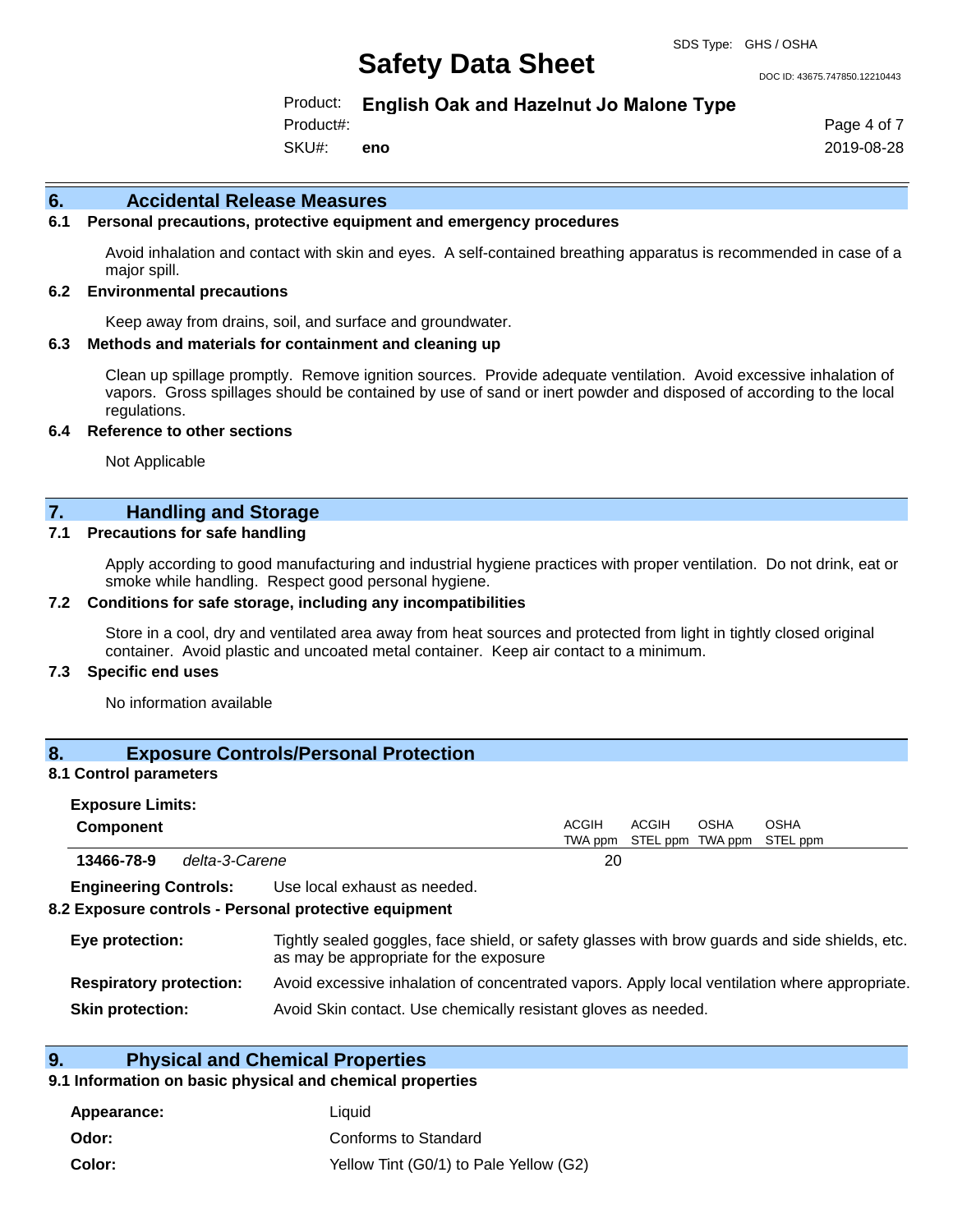## 6. Accidental Release Measures

### 6.1 Personal precautions, protective equipment and emergency procedures

Avoid inhalation and contact with skin and eyes. A self-contained breathing apparatus is recommended in case of a major spill.

### 6.2 Environmental precautions

Keep away from drains, soil, and surface and groundwater.

### 6.3 Methods and materials for containment and cleaning up

Clean up spillage promptly. Remove ignition sources. Provide adequate ventilation. Avoid excessive inhalation of vapors. Gross spillages should be contained by use of sand or inert powder and disposed of according to the local regulations.

### 6.4 Reference to other sections

Not Applicable

## 7. Handling and Storage

### 7.1 Precautions for safe handling

Apply according to good manufacturing and industrial hygiene practices with proper ventilation. Do not drink, eat or smoke while handling. Respect good personal hygiene.

### 7.2 Conditions for safe storage, including any incompatibilities

Store in a cool, dry and ventilated area away from heat sources and protected from light in tightly closed original container. Avoid plastic and uncoated metal container. Keep air contact to a minimum.

### 7.3 Specific end uses

No information available

## 8. Exposure Controls/Personal Protection

### 8.1 Control parameters

**Exposure Limits:**

| Component | | ACGIH TWA ppm | ACGIH STEL ppm | OSHA TWA ppm | OSHA STEL ppm |
|---|---|---|---|---|---|
| **13466-78-9** | *delta-3-Carene* | 20 | | | |

**Engineering Controls:** Use local exhaust as needed.

### 8.2 Exposure controls - Personal protective equipment

**Eye protection:** Tightly sealed goggles, face shield, or safety glasses with brow guards and side shields, etc. as may be appropriate for the exposure

**Respiratory protection:** Avoid excessive inhalation of concentrated vapors. Apply local ventilation where appropriate.

**Skin protection:** Avoid Skin contact. Use chemically resistant gloves as needed.

## 9. Physical and Chemical Properties

### 9.1 Information on basic physical and chemical properties

**Appearance:** Liquid

**Odor:** Conforms to Standard

**Color:** Yellow Tint (G0/1) to Pale Yellow (G2)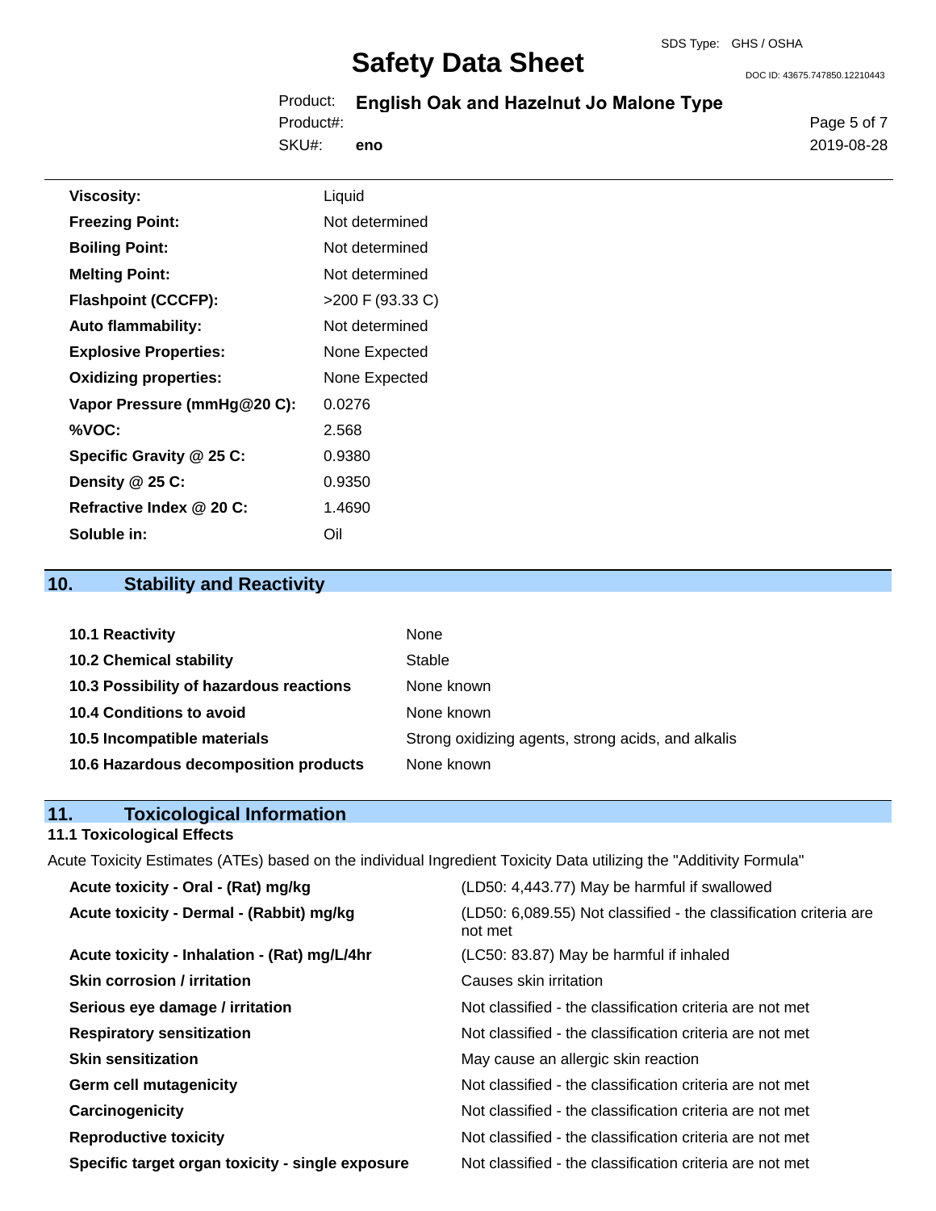| | |
|---|---|
| **Viscosity:** | Liquid |
| **Freezing Point:** | Not determined |
| **Boiling Point:** | Not determined |
| **Melting Point:** | Not determined |
| **Flashpoint (CCCFP):** | >200 F (93.33 C) |
| **Auto flammability:** | Not determined |
| **Explosive Properties:** | None Expected |
| **Oxidizing properties:** | None Expected |
| **Vapor Pressure (mmHg@20 C):** | 0.0276 |
| **%VOC:** | 2.568 |
| **Specific Gravity @ 25 C:** | 0.9380 |
| **Density @ 25 C:** | 0.9350 |
| **Refractive Index @ 20 C:** | 1.4690 |
| **Soluble in:** | Oil |

## 10. Stability and Reactivity

| | |
|---|---|
| **10.1 Reactivity** | None |
| **10.2 Chemical stability** | Stable |
| **10.3 Possibility of hazardous reactions** | None known |
| **10.4 Conditions to avoid** | None known |
| **10.5 Incompatible materials** | Strong oxidizing agents, strong acids, and alkalis |
| **10.6 Hazardous decomposition products** | None known |

## 11. Toxicological Information

### 11.1 Toxicological Effects

Acute Toxicity Estimates (ATEs) based on the individual Ingredient Toxicity Data utilizing the "Additivity Formula"

| | |
|---|---|
| **Acute toxicity - Oral - (Rat) mg/kg** | (LD50: 4,443.77) May be harmful if swallowed |
| **Acute toxicity - Dermal - (Rabbit) mg/kg** | (LD50: 6,089.55) Not classified - the classification criteria are not met |
| **Acute toxicity - Inhalation - (Rat) mg/L/4hr** | (LC50: 83.87) May be harmful if inhaled |
| **Skin corrosion / irritation** | Causes skin irritation |
| **Serious eye damage / irritation** | Not classified - the classification criteria are not met |
| **Respiratory sensitization** | Not classified - the classification criteria are not met |
| **Skin sensitization** | May cause an allergic skin reaction |
| **Germ cell mutagenicity** | Not classified - the classification criteria are not met |
| **Carcinogenicity** | Not classified - the classification criteria are not met |
| **Reproductive toxicity** | Not classified - the classification criteria are not met |
| **Specific target organ toxicity - single exposure** | Not classified - the classification criteria are not met |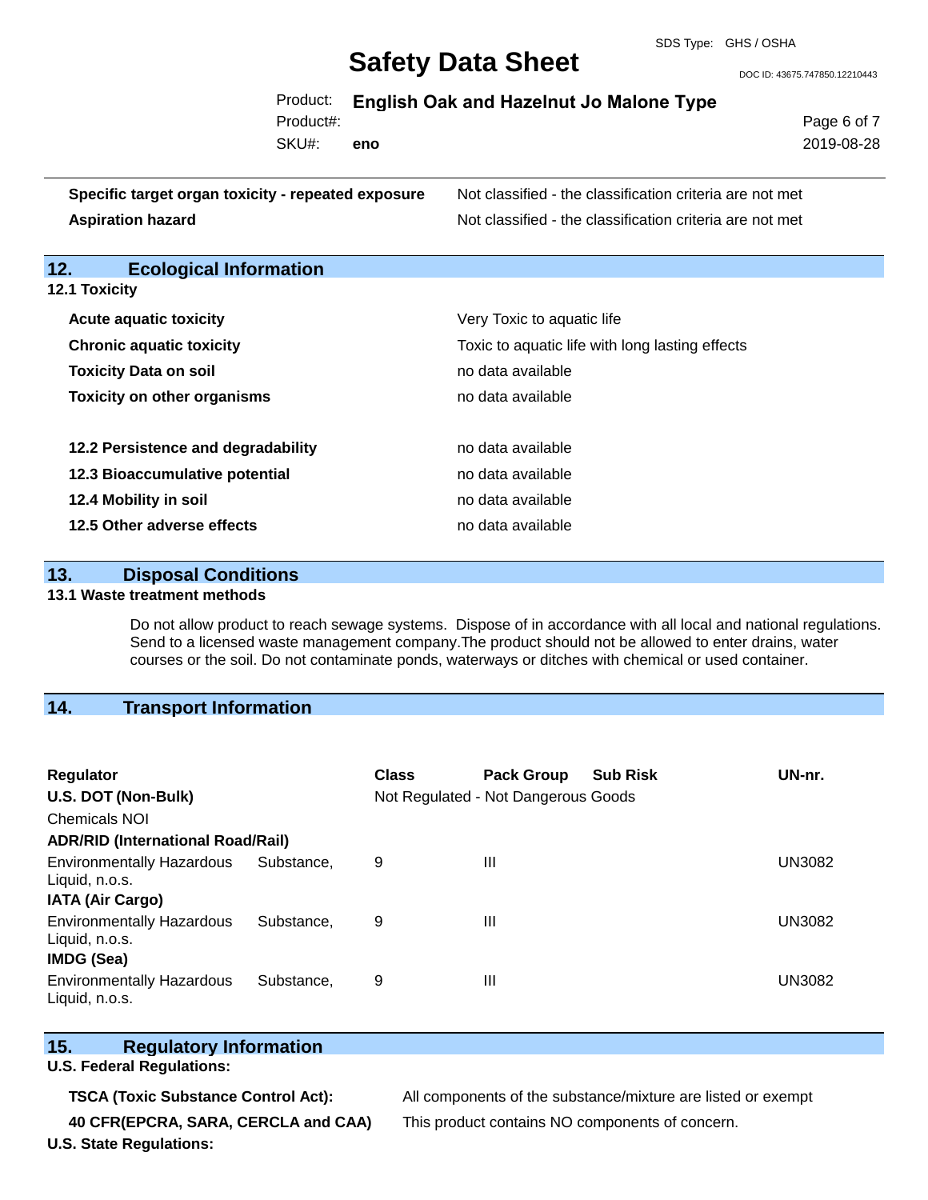| | |
|---|---|
| **Specific target organ toxicity - repeated exposure** | Not classified - the classification criteria are not met |
| **Aspiration hazard** | Not classified - the classification criteria are not met |

## 12. Ecological Information

**12.1 Toxicity**

| | |
|---|---|
| **Acute aquatic toxicity** | Very Toxic to aquatic life |
| **Chronic aquatic toxicity** | Toxic to aquatic life with long lasting effects |
| **Toxicity Data on soil** | no data available |
| **Toxicity on other organisms** | no data available |
| **12.2 Persistence and degradability** | no data available |
| **12.3 Bioaccumulative potential** | no data available |
| **12.4 Mobility in soil** | no data available |
| **12.5 Other adverse effects** | no data available |

## 13. Disposal Conditions

**13.1 Waste treatment methods**

Do not allow product to reach sewage systems. Dispose of in accordance with all local and national regulations. Send to a licensed waste management company.The product should not be allowed to enter drains, water courses or the soil. Do not contaminate ponds, waterways or ditches with chemical or used container.

## 14. Transport Information

| Regulator | Class | Pack Group | Sub Risk | UN-nr. |
|---|---|---|---|---|
| **U.S. DOT (Non-Bulk)** | Not Regulated - Not Dangerous Goods | | | |
| Chemicals NOI | | | | |
| **ADR/RID (International Road/Rail)** | | | | |
| Environmentally Hazardous Substance, Liquid, n.o.s. | 9 | III | | UN3082 |
| **IATA (Air Cargo)** | | | | |
| Environmentally Hazardous Substance, Liquid, n.o.s. | 9 | III | | UN3082 |
| **IMDG (Sea)** | | | | |
| Environmentally Hazardous Substance, Liquid, n.o.s. | 9 | III | | UN3082 |

## 15. Regulatory Information

**U.S. Federal Regulations:**

| | |
|---|---|
| **TSCA (Toxic Substance Control Act):** | All components of the substance/mixture are listed or exempt |
| **40 CFR(EPCRA, SARA, CERCLA and CAA)** | This product contains NO components of concern. |

**U.S. State Regulations:**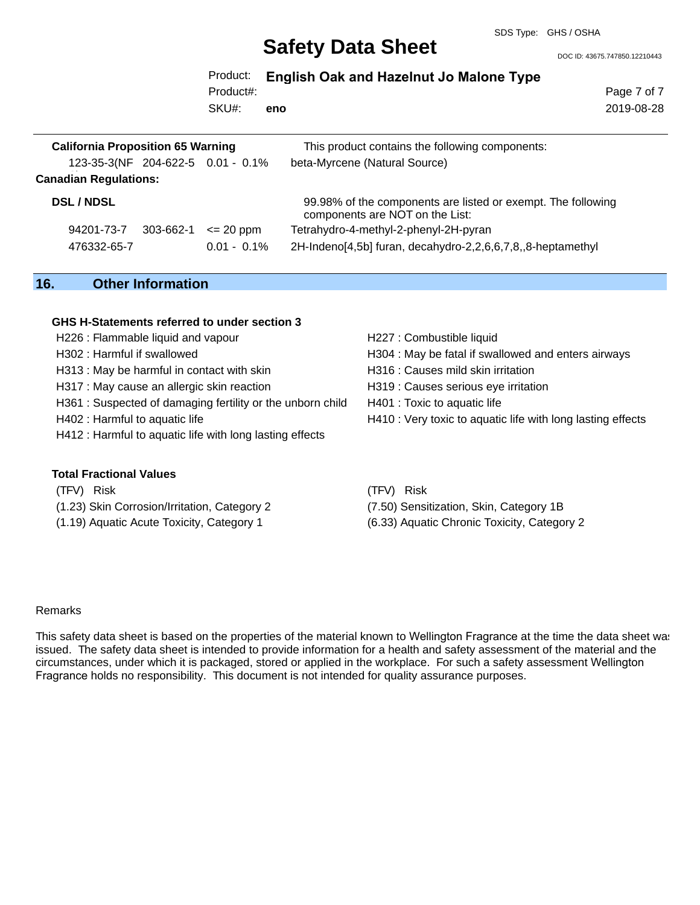**California Proposition 65 Warning**

This product contains the following components:

| | | | |
|---|---|---|---|
| 123-35-3(NF | 204-622-5 | 0.01 - 0.1% | beta-Myrcene (Natural Source) |

**Canadian Regulations:**

**DSL / NDSL**

99.98% of the components are listed or exempt. The following components are NOT on the List:

| | | | |
|---|---|---|---|
| 94201-73-7 | 303-662-1 | <= 20 ppm | Tetrahydro-4-methyl-2-phenyl-2H-pyran |
| 476332-65-7 | | 0.01 - 0.1% | 2H-Indeno[4,5b] furan, decahydro-2,2,6,6,7,8,,8-heptamethyl |

## 16. Other Information

**GHS H-Statements referred to under section 3**

H226 : Flammable liquid and vapour
H227 : Combustible liquid
H302 : Harmful if swallowed
H304 : May be fatal if swallowed and enters airways
H313 : May be harmful in contact with skin
H316 : Causes mild skin irritation
H317 : May cause an allergic skin reaction
H319 : Causes serious eye irritation
H361 : Suspected of damaging fertility or the unborn child
H401 : Toxic to aquatic life
H402 : Harmful to aquatic life
H410 : Very toxic to aquatic life with long lasting effects
H412 : Harmful to aquatic life with long lasting effects

**Total Fractional Values**

| (TFV) Risk | (TFV) Risk |
|---|---|
| (1.23) Skin Corrosion/Irritation, Category 2 | (7.50) Sensitization, Skin, Category 1B |
| (1.19) Aquatic Acute Toxicity, Category 1 | (6.33) Aquatic Chronic Toxicity, Category 2 |

Remarks

This safety data sheet is based on the properties of the material known to Wellington Fragrance at the time the data sheet was issued. The safety data sheet is intended to provide information for a health and safety assessment of the material and the circumstances, under which it is packaged, stored or applied in the workplace. For such a safety assessment Wellington Fragrance holds no responsibility. This document is not intended for quality assurance purposes.